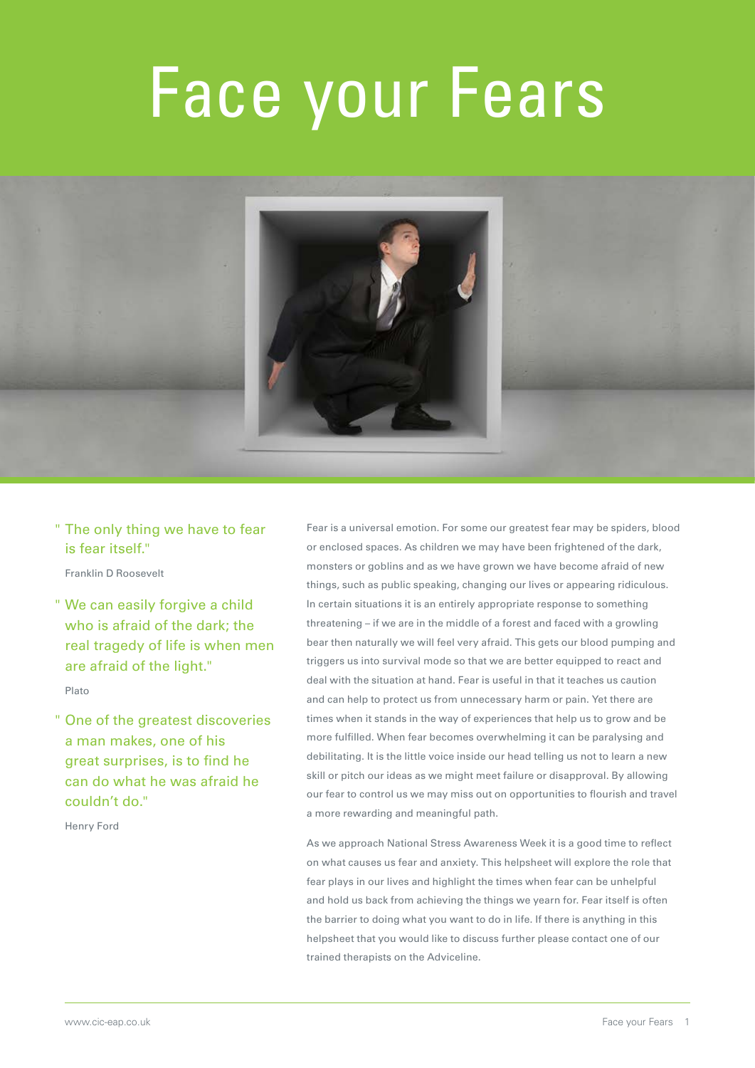# Face your Fears

> "The only thing we have to fear is fear itself."
>
> Franklin D Roosevelt

> "We can easily forgive a child who is afraid of the dark; the real tragedy of life is when men are afraid of the light."
>
> Plato

> "One of the greatest discoveries a man makes, one of his great surprises, is to find he can do what he was afraid he couldn't do."
>
> Henry Ford

Fear is a universal emotion. For some our greatest fear may be spiders, blood or enclosed spaces. As children we may have been frightened of the dark, monsters or goblins and as we have grown we have become afraid of new things, such as public speaking, changing our lives or appearing ridiculous. In certain situations it is an entirely appropriate response to something threatening – if we are in the middle of a forest and faced with a growling bear then naturally we will feel very afraid. This gets our blood pumping and triggers us into survival mode so that we are better equipped to react and deal with the situation at hand. Fear is useful in that it teaches us caution and can help to protect us from unnecessary harm or pain. Yet there are times when it stands in the way of experiences that help us to grow and be more fulfilled. When fear becomes overwhelming it can be paralysing and debilitating. It is the little voice inside our head telling us not to learn a new skill or pitch our ideas as we might meet failure or disapproval. By allowing our fear to control us we may miss out on opportunities to flourish and travel a more rewarding and meaningful path.

As we approach National Stress Awareness Week it is a good time to reflect on what causes us fear and anxiety. This helpsheet will explore the role that fear plays in our lives and highlight the times when fear can be unhelpful and hold us back from achieving the things we yearn for. Fear itself is often the barrier to doing what you want to do in life. If there is anything in this helpsheet that you would like to discuss further please contact one of our trained therapists on the Adviceline.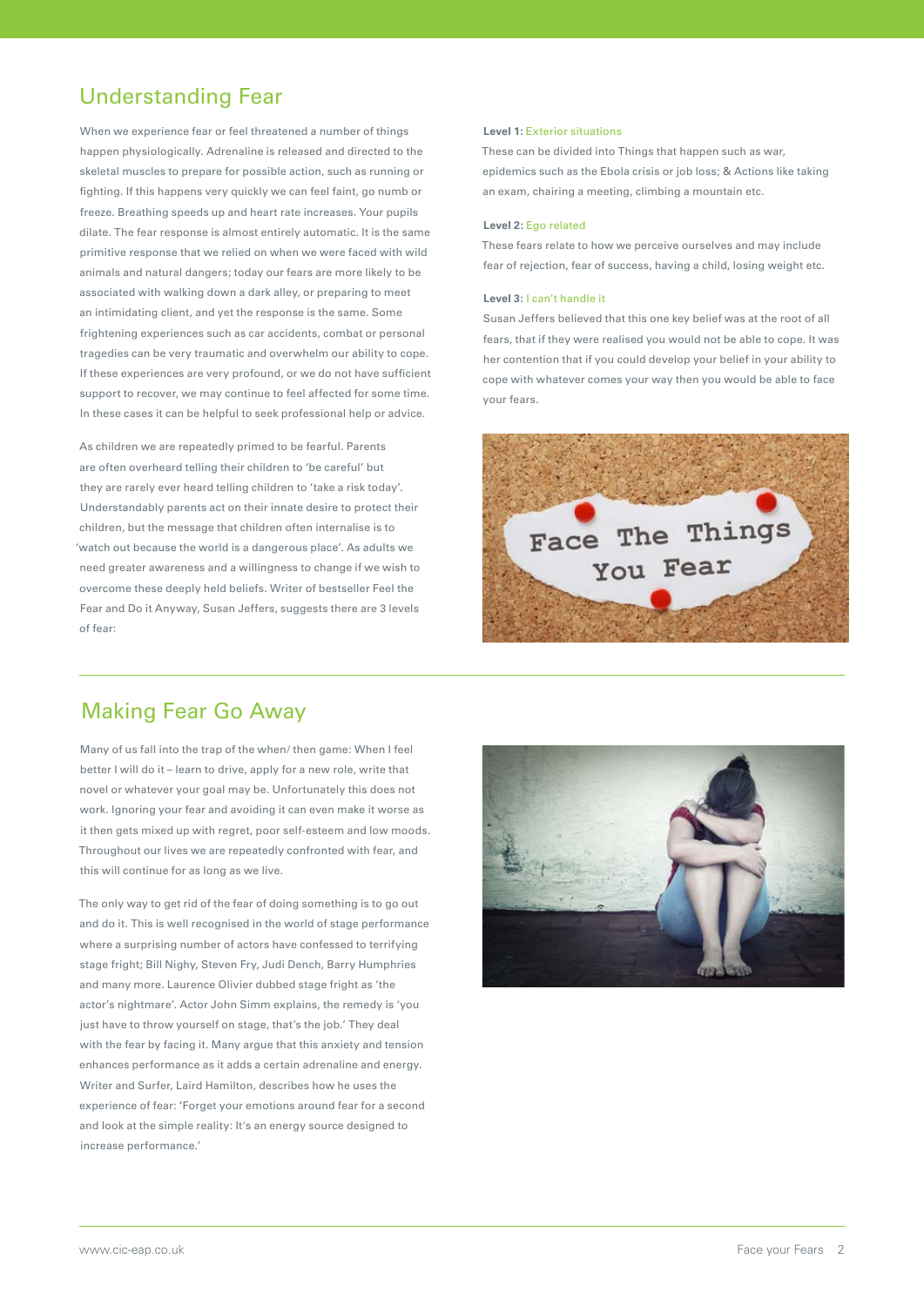## Understanding Fear

When we experience fear or feel threatened a number of things happen physiologically. Adrenaline is released and directed to the skeletal muscles to prepare for possible action, such as running or fighting. If this happens very quickly we can feel faint, go numb or freeze. Breathing speeds up and heart rate increases. Your pupils dilate. The fear response is almost entirely automatic. It is the same primitive response that we relied on when we were faced with wild animals and natural dangers; today our fears are more likely to be associated with walking down a dark alley, or preparing to meet an intimidating client, and yet the response is the same. Some frightening experiences such as car accidents, combat or personal tragedies can be very traumatic and overwhelm our ability to cope. If these experiences are very profound, or we do not have sufficient support to recover, we may continue to feel affected for some time. In these cases it can be helpful to seek professional help or advice.

As children we are repeatedly primed to be fearful. Parents are often overheard telling their children to 'be careful' but they are rarely ever heard telling children to 'take a risk today'. Understandably parents act on their innate desire to protect their children, but the message that children often internalise is to 'watch out because the world is a dangerous place'. As adults we need greater awareness and a willingness to change if we wish to overcome these deeply held beliefs. Writer of bestseller Feel the Fear and Do it Anyway, Susan Jeffers, suggests there are 3 levels of fear:

**Level 1:** Exterior situations

These can be divided into Things that happen such as war, epidemics such as the Ebola crisis or job loss; & Actions like taking an exam, chairing a meeting, climbing a mountain etc.

**Level 2:** Ego related

These fears relate to how we perceive ourselves and may include fear of rejection, fear of success, having a child, losing weight etc.

**Level 3:** I can't handle it

Susan Jeffers believed that this one key belief was at the root of all fears, that if they were realised you would not be able to cope. It was her contention that if you could develop your belief in your ability to cope with whatever comes your way then you would be able to face your fears.

## Making Fear Go Away

Many of us fall into the trap of the when/ then game: When I feel better I will do it – learn to drive, apply for a new role, write that novel or whatever your goal may be. Unfortunately this does not work. Ignoring your fear and avoiding it can even make it worse as it then gets mixed up with regret, poor self-esteem and low moods. Throughout our lives we are repeatedly confronted with fear, and this will continue for as long as we live.

The only way to get rid of the fear of doing something is to go out and do it. This is well recognised in the world of stage performance where a surprising number of actors have confessed to terrifying stage fright; Bill Nighy, Steven Fry, Judi Dench, Barry Humphries and many more. Laurence Olivier dubbed stage fright as 'the actor's nightmare'. Actor John Simm explains, the remedy is 'you just have to throw yourself on stage, that's the job.' They deal with the fear by facing it. Many argue that this anxiety and tension enhances performance as it adds a certain adrenaline and energy. Writer and Surfer, Laird Hamilton, describes how he uses the experience of fear: 'Forget your emotions around fear for a second and look at the simple reality: It's an energy source designed to increase performance.'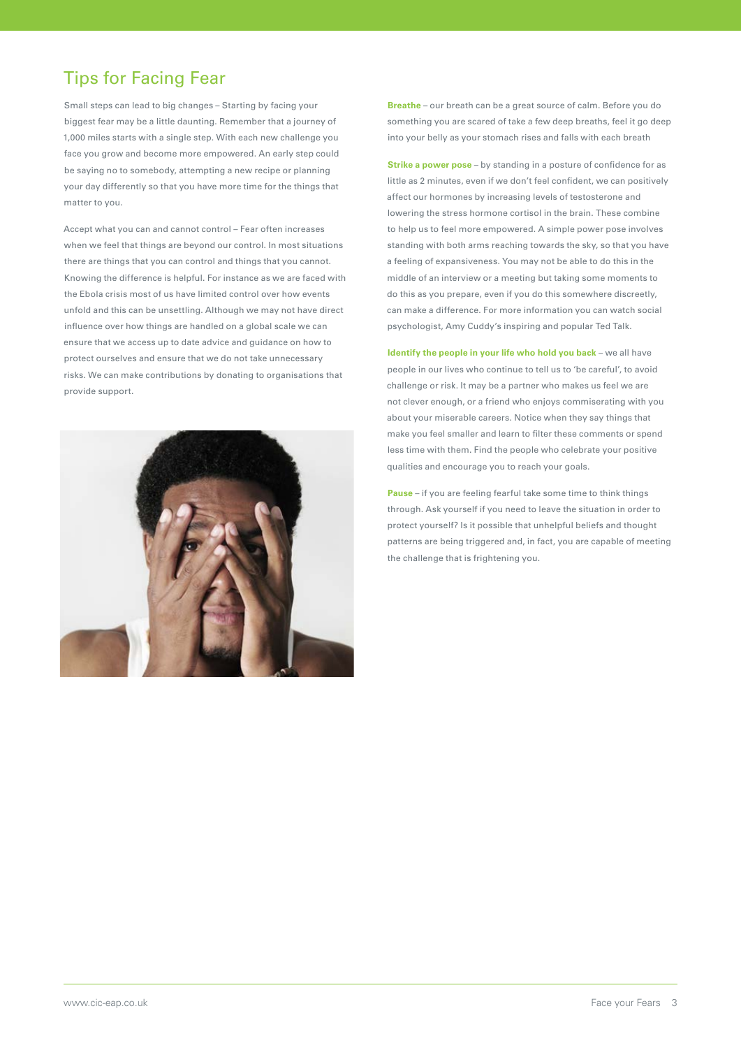## Tips for Facing Fear

Small steps can lead to big changes – Starting by facing your biggest fear may be a little daunting. Remember that a journey of 1,000 miles starts with a single step. With each new challenge you face you grow and become more empowered. An early step could be saying no to somebody, attempting a new recipe or planning your day differently so that you have more time for the things that matter to you.

Accept what you can and cannot control – Fear often increases when we feel that things are beyond our control. In most situations there are things that you can control and things that you cannot. Knowing the difference is helpful. For instance as we are faced with the Ebola crisis most of us have limited control over how events unfold and this can be unsettling. Although we may not have direct influence over how things are handled on a global scale we can ensure that we access up to date advice and guidance on how to protect ourselves and ensure that we do not take unnecessary risks. We can make contributions by donating to organisations that provide support.

**Breathe** – our breath can be a great source of calm. Before you do something you are scared of take a few deep breaths, feel it go deep into your belly as your stomach rises and falls with each breath

**Strike a power pose** – by standing in a posture of confidence for as little as 2 minutes, even if we don't feel confident, we can positively affect our hormones by increasing levels of testosterone and lowering the stress hormone cortisol in the brain. These combine to help us to feel more empowered. A simple power pose involves standing with both arms reaching towards the sky, so that you have a feeling of expansiveness. You may not be able to do this in the middle of an interview or a meeting but taking some moments to do this as you prepare, even if you do this somewhere discreetly, can make a difference. For more information you can watch social psychologist, Amy Cuddy's inspiring and popular Ted Talk.

**Identify the people in your life who hold you back** – we all have people in our lives who continue to tell us to 'be careful', to avoid challenge or risk. It may be a partner who makes us feel we are not clever enough, or a friend who enjoys commiserating with you about your miserable careers. Notice when they say things that make you feel smaller and learn to filter these comments or spend less time with them. Find the people who celebrate your positive qualities and encourage you to reach your goals.

**Pause** – if you are feeling fearful take some time to think things through. Ask yourself if you need to leave the situation in order to protect yourself? Is it possible that unhelpful beliefs and thought patterns are being triggered and, in fact, you are capable of meeting the challenge that is frightening you.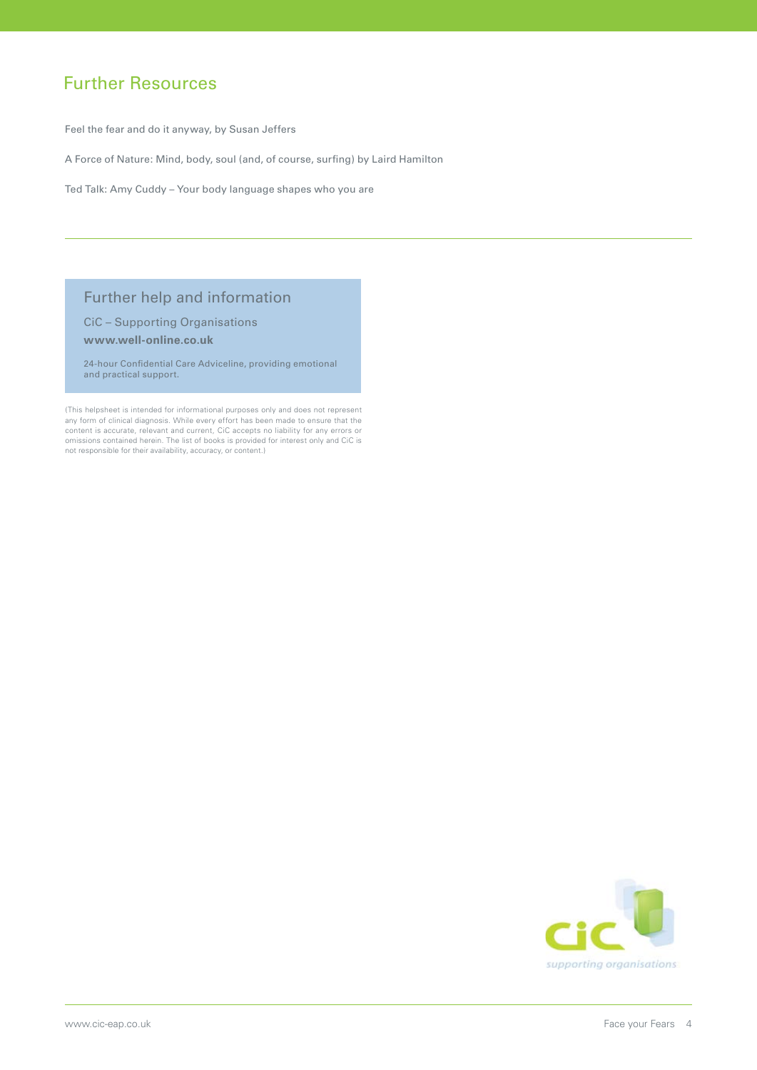## Further Resources

Feel the fear and do it anyway, by Susan Jeffers

A Force of Nature: Mind, body, soul (and, of course, surfing) by Laird Hamilton

Ted Talk: Amy Cuddy – Your body language shapes who you are

---

### Further help and information

CiC – Supporting Organisations

**www.well-online.co.uk**

24-hour Confidential Care Adviceline, providing emotional and practical support.

(This helpsheet is intended for informational purposes only and does not represent any form of clinical diagnosis. While every effort has been made to ensure that the content is accurate, relevant and current, CiC accepts no liability for any errors or omissions contained herein. The list of books is provided for interest only and CiC is not responsible for their availability, accuracy, or content.)

CiC

*supporting organisations*